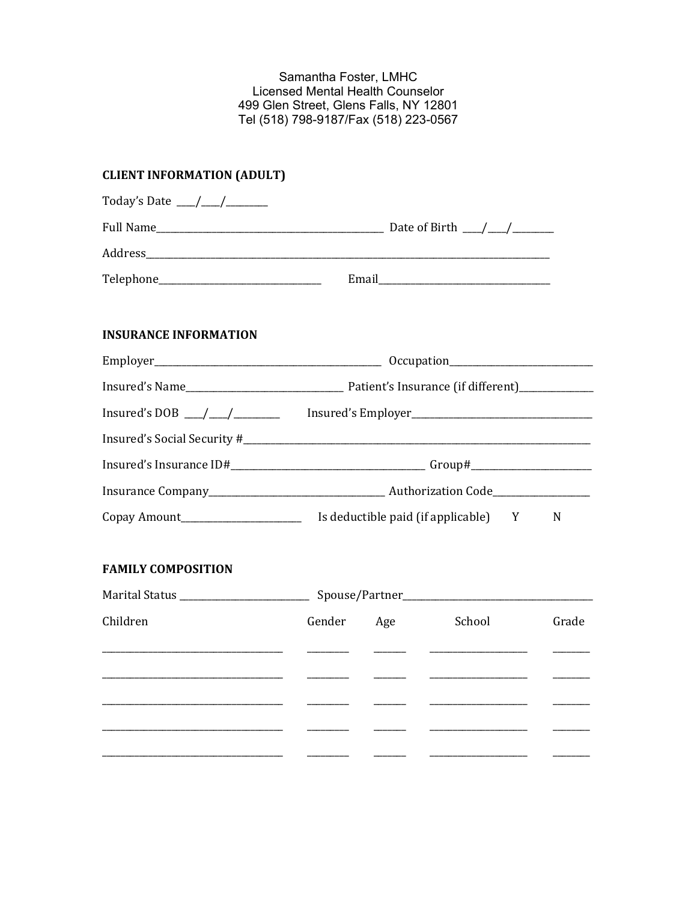Samantha Foster, LMHC
Licensed Mental Health Counselor
499 Glen Street, Glens Falls, NY 12801
Tel (518) 798-9187/Fax (518) 223-0567

## CLIENT INFORMATION (ADULT)

Today's Date \_\_\_\_/\_\_\_\_/\_\_\_\_\_\_\_\_\_

Full Name\_\_\_\_\_\_\_\_\_\_\_\_\_\_\_\_\_\_\_\_\_\_\_\_\_\_\_\_\_\_\_\_\_\_\_\_\_\_\_\_\_\_\_\_\_\_\_\_ Date of Birth \_\_\_\_/\_\_\_\_/\_\_\_\_\_\_\_\_\_

Address\_\_\_\_\_\_\_\_\_\_\_\_\_\_\_\_\_\_\_\_\_\_\_\_\_\_\_\_\_\_\_\_\_\_\_\_\_\_\_\_\_\_\_\_\_\_\_\_\_\_\_\_\_\_\_\_\_\_\_\_\_\_\_\_\_\_\_\_\_\_\_\_\_\_\_\_\_\_\_\_\_\_\_\_\_\_\_

Telephone\_\_\_\_\_\_\_\_\_\_\_\_\_\_\_\_\_\_\_\_\_\_\_\_\_\_\_\_\_\_\_\_\_\_\_\_ Email\_\_\_\_\_\_\_\_\_\_\_\_\_\_\_\_\_\_\_\_\_\_\_\_\_\_\_\_\_\_\_\_\_\_\_\_\_\_

## INSURANCE INFORMATION

Employer\_\_\_\_\_\_\_\_\_\_\_\_\_\_\_\_\_\_\_\_\_\_\_\_\_\_\_\_\_\_\_\_\_\_\_\_\_\_\_\_\_\_\_\_\_\_\_\_\_ Occupation\_\_\_\_\_\_\_\_\_\_\_\_\_\_\_\_\_\_\_\_\_\_\_\_\_\_\_\_\_\_\_\_

Insured's Name\_\_\_\_\_\_\_\_\_\_\_\_\_\_\_\_\_\_\_\_\_\_\_\_\_\_\_\_\_\_\_\_\_\_\_ Patient's Insurance (if different)\_\_\_\_\_\_\_\_\_\_\_\_\_\_\_\_

Insured's DOB \_\_\_\_/\_\_\_\_/\_\_\_\_\_\_\_\_\_ Insured's Employer\_\_\_\_\_\_\_\_\_\_\_\_\_\_\_\_\_\_\_\_\_\_\_\_\_\_\_\_\_\_\_\_\_\_\_\_\_\_\_\_

Insured's Social Security #\_\_\_\_\_\_\_\_\_\_\_\_\_\_\_\_\_\_\_\_\_\_\_\_\_\_\_\_\_\_\_\_\_\_\_\_\_\_\_\_\_\_\_\_\_\_\_\_\_\_\_\_\_\_\_\_\_\_\_\_\_\_\_\_\_\_\_\_\_\_\_\_\_\_\_\_\_\_\_

Insured's Insurance ID#\_\_\_\_\_\_\_\_\_\_\_\_\_\_\_\_\_\_\_\_\_\_\_\_\_\_\_\_\_\_\_\_\_\_\_\_\_\_\_\_\_\_\_\_ Group#\_\_\_\_\_\_\_\_\_\_\_\_\_\_\_\_\_\_\_\_\_\_\_\_\_\_\_

Insurance Company\_\_\_\_\_\_\_\_\_\_\_\_\_\_\_\_\_\_\_\_\_\_\_\_\_\_\_\_\_\_\_\_\_\_\_\_\_\_\_ Authorization Code\_\_\_\_\_\_\_\_\_\_\_\_\_\_\_\_\_\_\_\_\_

Copay Amount\_\_\_\_\_\_\_\_\_\_\_\_\_\_\_\_\_\_\_\_\_\_\_\_\_\_\_\_ Is deductible paid (if applicable) Y N

## FAMILY COMPOSITION

Marital Status \_\_\_\_\_\_\_\_\_\_\_\_\_\_\_\_\_\_\_\_\_\_\_\_\_\_\_\_\_ Spouse/Partner\_\_\_\_\_\_\_\_\_\_\_\_\_\_\_\_\_\_\_\_\_\_\_\_\_\_\_\_\_\_\_\_\_\_\_\_\_\_\_\_\_\_\_

| Children | Gender | Age | School | Grade |
|---|---|---|---|---|
| | | | | |
| | | | | |
| | | | | |
| | | | | |
| | | | | |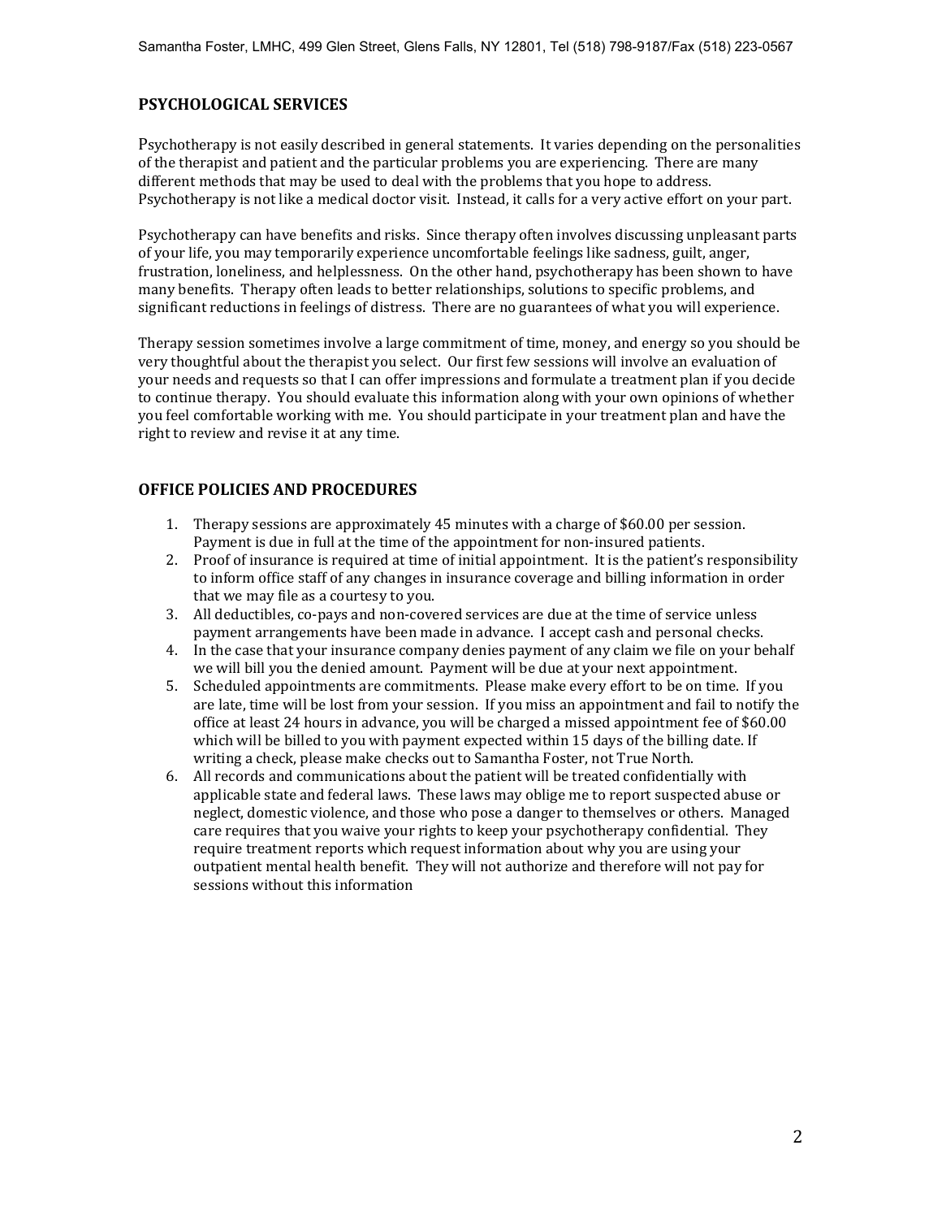## PSYCHOLOGICAL SERVICES

Psychotherapy is not easily described in general statements. It varies depending on the personalities of the therapist and patient and the particular problems you are experiencing. There are many different methods that may be used to deal with the problems that you hope to address. Psychotherapy is not like a medical doctor visit. Instead, it calls for a very active effort on your part.

Psychotherapy can have benefits and risks. Since therapy often involves discussing unpleasant parts of your life, you may temporarily experience uncomfortable feelings like sadness, guilt, anger, frustration, loneliness, and helplessness. On the other hand, psychotherapy has been shown to have many benefits. Therapy often leads to better relationships, solutions to specific problems, and significant reductions in feelings of distress. There are no guarantees of what you will experience.

Therapy session sometimes involve a large commitment of time, money, and energy so you should be very thoughtful about the therapist you select. Our first few sessions will involve an evaluation of your needs and requests so that I can offer impressions and formulate a treatment plan if you decide to continue therapy. You should evaluate this information along with your own opinions of whether you feel comfortable working with me. You should participate in your treatment plan and have the right to review and revise it at any time.

## OFFICE POLICIES AND PROCEDURES

1. Therapy sessions are approximately 45 minutes with a charge of $60.00 per session. Payment is due in full at the time of the appointment for non-insured patients.
2. Proof of insurance is required at time of initial appointment. It is the patient's responsibility to inform office staff of any changes in insurance coverage and billing information in order that we may file as a courtesy to you.
3. All deductibles, co-pays and non-covered services are due at the time of service unless payment arrangements have been made in advance. I accept cash and personal checks.
4. In the case that your insurance company denies payment of any claim we file on your behalf we will bill you the denied amount. Payment will be due at your next appointment.
5. Scheduled appointments are commitments. Please make every effort to be on time. If you are late, time will be lost from your session. If you miss an appointment and fail to notify the office at least 24 hours in advance, you will be charged a missed appointment fee of $60.00 which will be billed to you with payment expected within 15 days of the billing date. If writing a check, please make checks out to Samantha Foster, not True North.
6. All records and communications about the patient will be treated confidentially with applicable state and federal laws. These laws may oblige me to report suspected abuse or neglect, domestic violence, and those who pose a danger to themselves or others. Managed care requires that you waive your rights to keep your psychotherapy confidential. They require treatment reports which request information about why you are using your outpatient mental health benefit. They will not authorize and therefore will not pay for sessions without this information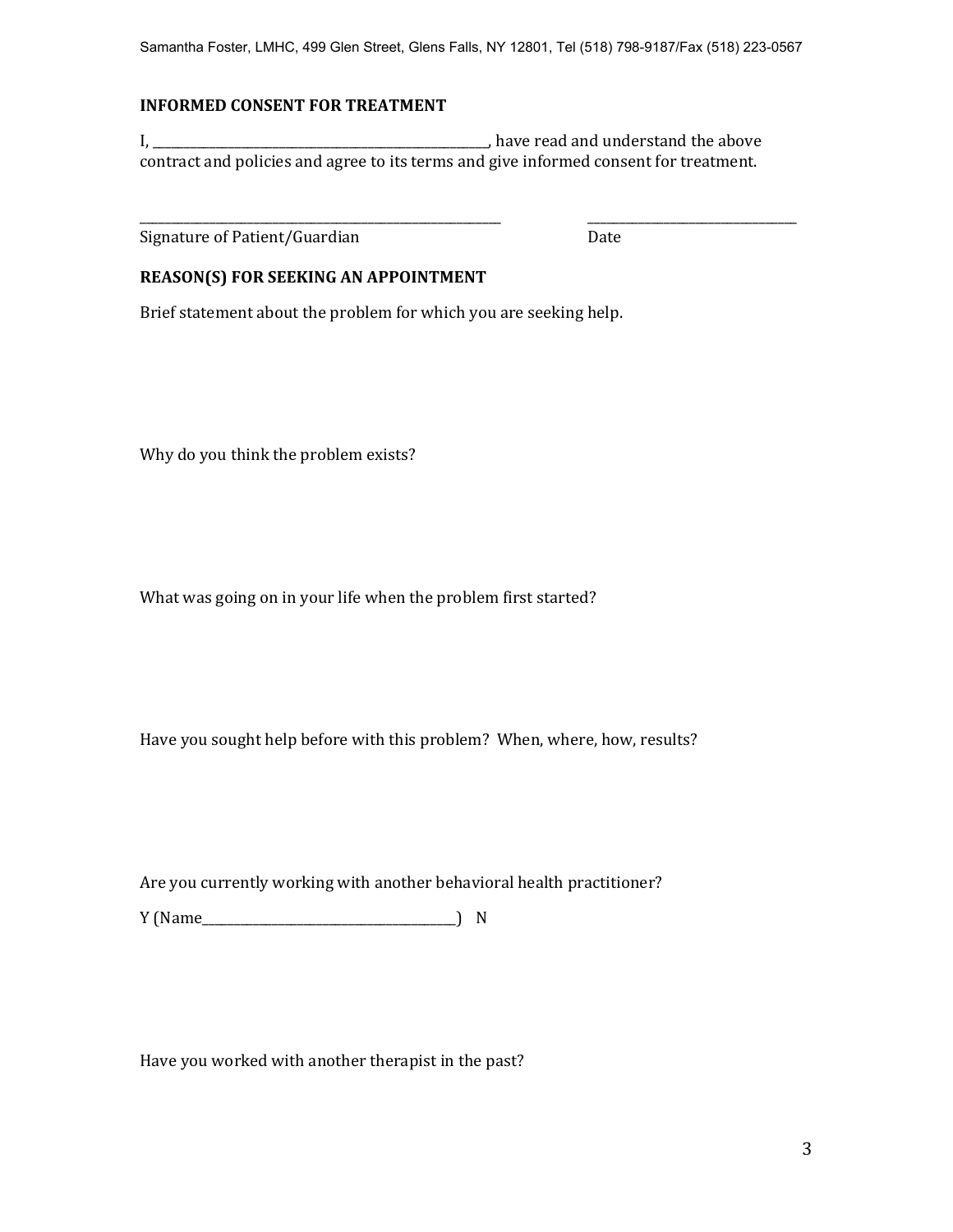## INFORMED CONSENT FOR TREATMENT

I, ______________________________________________, have read and understand the above contract and policies and agree to its terms and give informed consent for treatment.

_____________________________________________ &nbsp;&nbsp;&nbsp;&nbsp;&nbsp;&nbsp;&nbsp;&nbsp; ____________________________

Signature of Patient/Guardian &nbsp;&nbsp;&nbsp;&nbsp;&nbsp;&nbsp;&nbsp;&nbsp;&nbsp;&nbsp;&nbsp;&nbsp;&nbsp;&nbsp;&nbsp;&nbsp;&nbsp;&nbsp;&nbsp;&nbsp;&nbsp;&nbsp;&nbsp;&nbsp;&nbsp;&nbsp;&nbsp;&nbsp; Date

## REASON(S) FOR SEEKING AN APPOINTMENT

Brief statement about the problem for which you are seeking help.

Why do you think the problem exists?

What was going on in your life when the problem first started?

Have you sought help before with this problem? When, where, how, results?

Are you currently working with another behavioral health practitioner?

Y (Name__________________________________) N

Have you worked with another therapist in the past?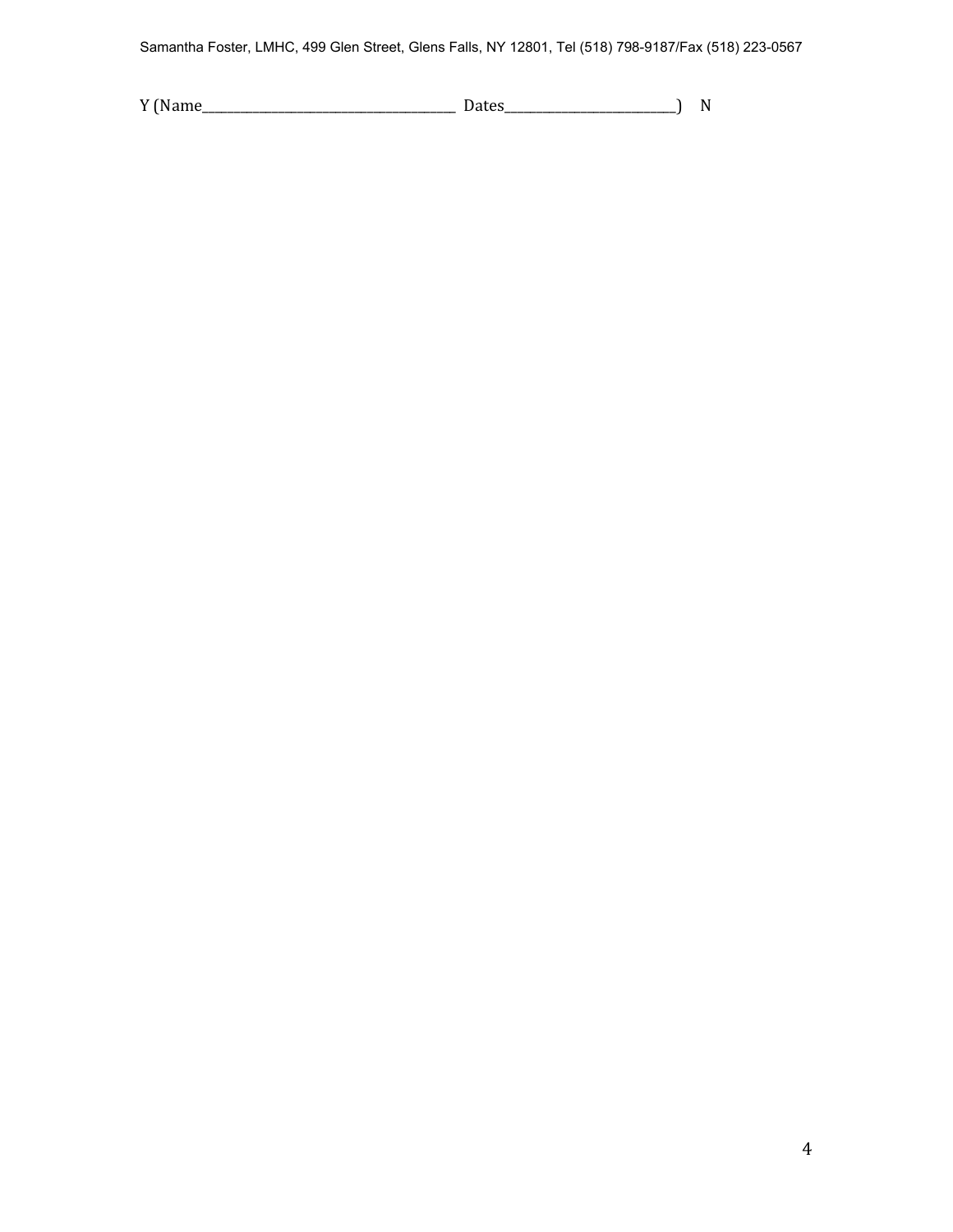Y (Name_____________________________________ Dates_________________________) N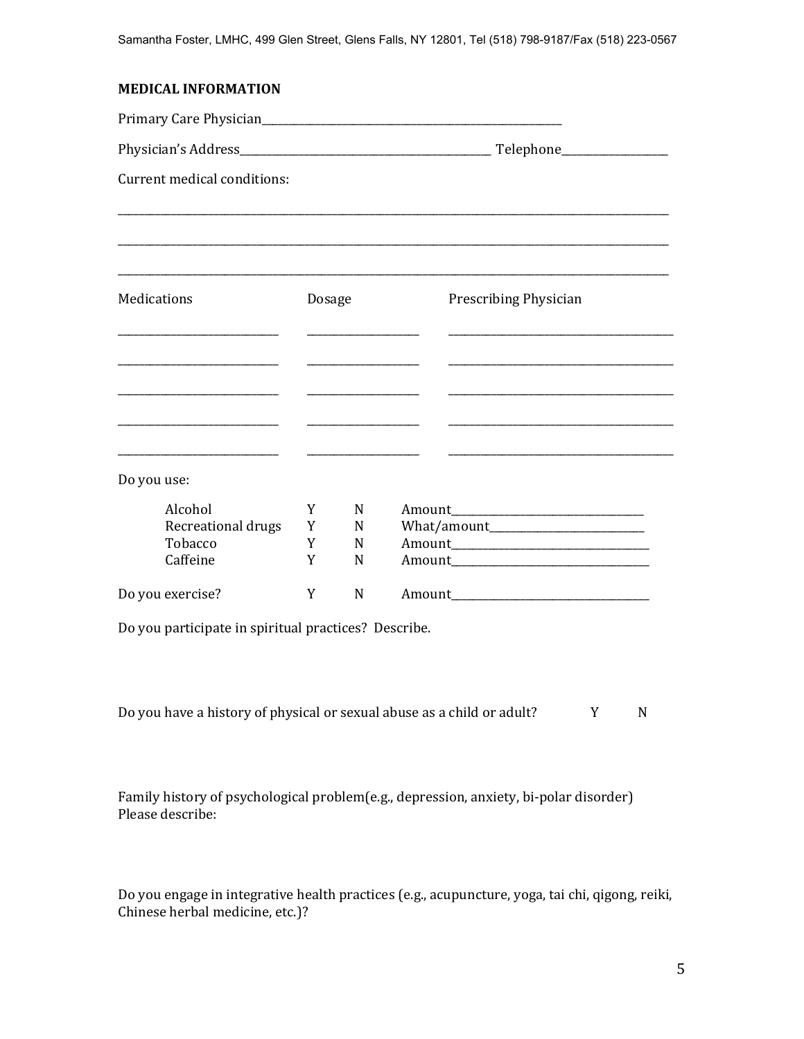## MEDICAL INFORMATION

Primary Care Physician_______________________________________________

Physician's Address_________________________________________ Telephone_________________

Current medical conditions:

_____________________________________________________________________________________________

_____________________________________________________________________________________________

_____________________________________________________________________________________________

| Medications | Dosage | Prescribing Physician |
|---|---|---|
| ____________________ | ______________ | ______________________________ |
| ____________________ | ______________ | ______________________________ |
| ____________________ | ______________ | ______________________________ |
| ____________________ | ______________ | ______________________________ |
| ____________________ | ______________ | ______________________________ |

Do you use:

| | | | |
|---|---|---|---|
| Alcohol | Y | N | Amount______________________________ |
| Recreational drugs | Y | N | What/amount_________________________ |
| Tobacco | Y | N | Amount______________________________ |
| Caffeine | Y | N | Amount______________________________ |
| Do you exercise? | Y | N | Amount______________________________ |

Do you participate in spiritual practices? Describe.

Do you have a history of physical or sexual abuse as a child or adult? Y N

Family history of psychological problem(e.g., depression, anxiety, bi-polar disorder)
Please describe:

Do you engage in integrative health practices (e.g., acupuncture, yoga, tai chi, qigong, reiki, Chinese herbal medicine, etc.)?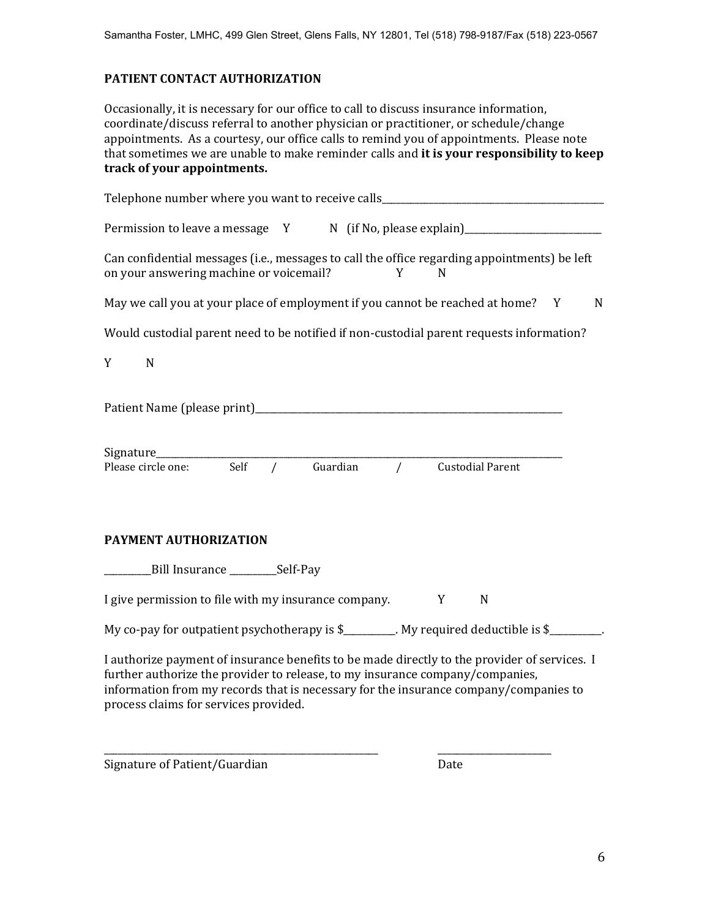## PATIENT CONTACT AUTHORIZATION

Occasionally, it is necessary for our office to call to discuss insurance information, coordinate/discuss referral to another physician or practitioner, or schedule/change appointments. As a courtesy, our office calls to remind you of appointments. Please note that sometimes we are unable to make reminder calls and **it is your responsibility to keep track of your appointments.**

Telephone number where you want to receive calls_______________________________________________

Permission to leave a message Y N (if No, please explain)_____________________________

Can confidential messages (i.e., messages to call the office regarding appointments) be left on your answering machine or voicemail? Y N

May we call you at your place of employment if you cannot be reached at home? Y N

Would custodial parent need to be notified if non-custodial parent requests information?

Y N

Patient Name (please print)______________________________________________________________________

Signature_____________________________________________________________________________________________

Please circle one: Self / Guardian / Custodial Parent

## PAYMENT AUTHORIZATION

__________Bill Insurance __________Self-Pay

I give permission to file with my insurance company. Y N

My co-pay for outpatient psychotherapy is $__________. My required deductible is $__________.

I authorize payment of insurance benefits to be made directly to the provider of services. I further authorize the provider to release, to my insurance company/companies, information from my records that is necessary for the insurance company/companies to process claims for services provided.

_____________________________________________________________ ________________________

Signature of Patient/Guardian Date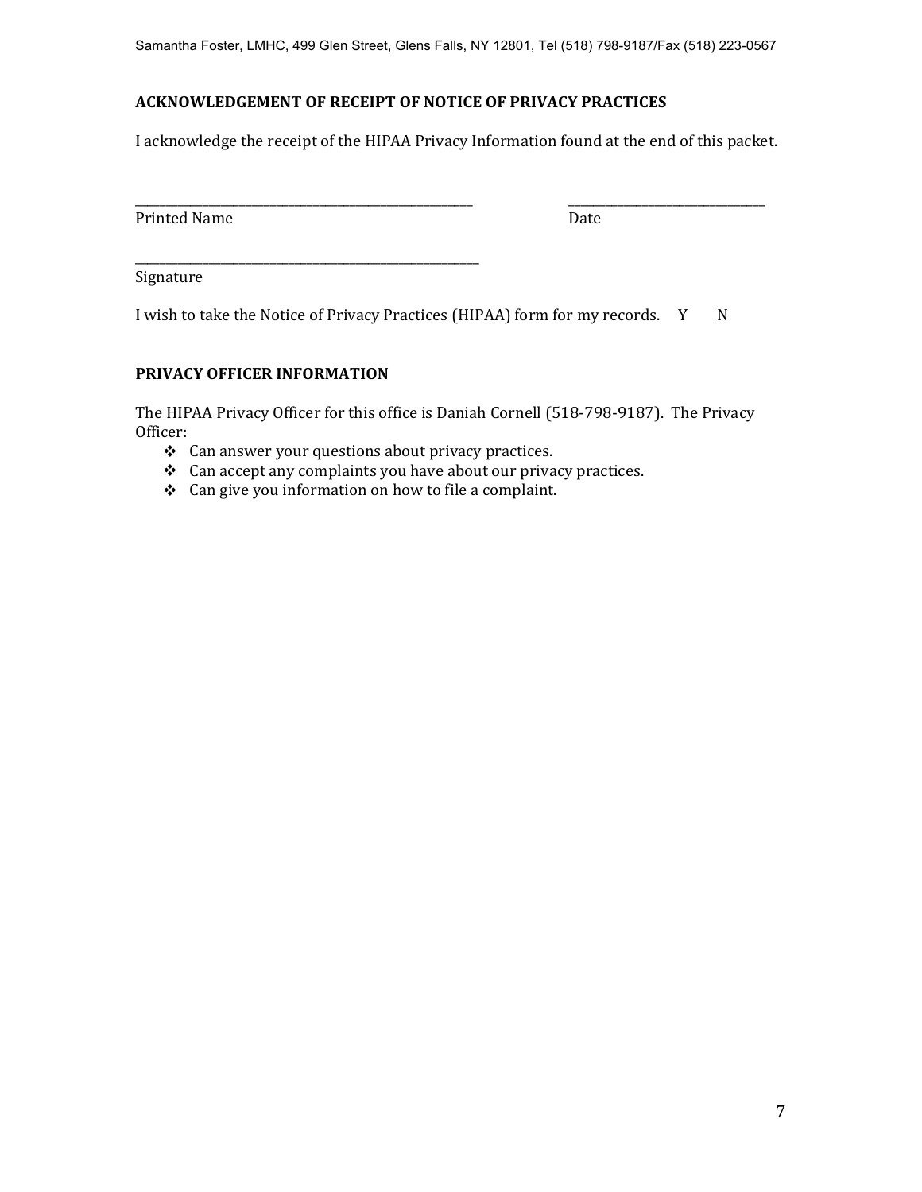## ACKNOWLEDGEMENT OF RECEIPT OF NOTICE OF PRIVACY PRACTICES

I acknowledge the receipt of the HIPAA Privacy Information found at the end of this packet.

\_\_\_\_\_\_\_\_\_\_\_\_\_\_\_\_\_\_\_\_\_\_\_\_\_\_\_\_\_\_\_\_\_\_\_\_\_\_\_\_\_\_\_\_\_\_ \_\_\_\_\_\_\_\_\_\_\_\_\_\_\_\_\_\_\_\_\_\_\_\_\_\_\_\_
Printed Name Date

\_\_\_\_\_\_\_\_\_\_\_\_\_\_\_\_\_\_\_\_\_\_\_\_\_\_\_\_\_\_\_\_\_\_\_\_\_\_\_\_\_\_\_\_\_\_
Signature

I wish to take the Notice of Privacy Practices (HIPAA) form for my records. Y N

## PRIVACY OFFICER INFORMATION

The HIPAA Privacy Officer for this office is Daniah Cornell (518-798-9187). The Privacy Officer:

- Can answer your questions about privacy practices.
- Can accept any complaints you have about our privacy practices.
- Can give you information on how to file a complaint.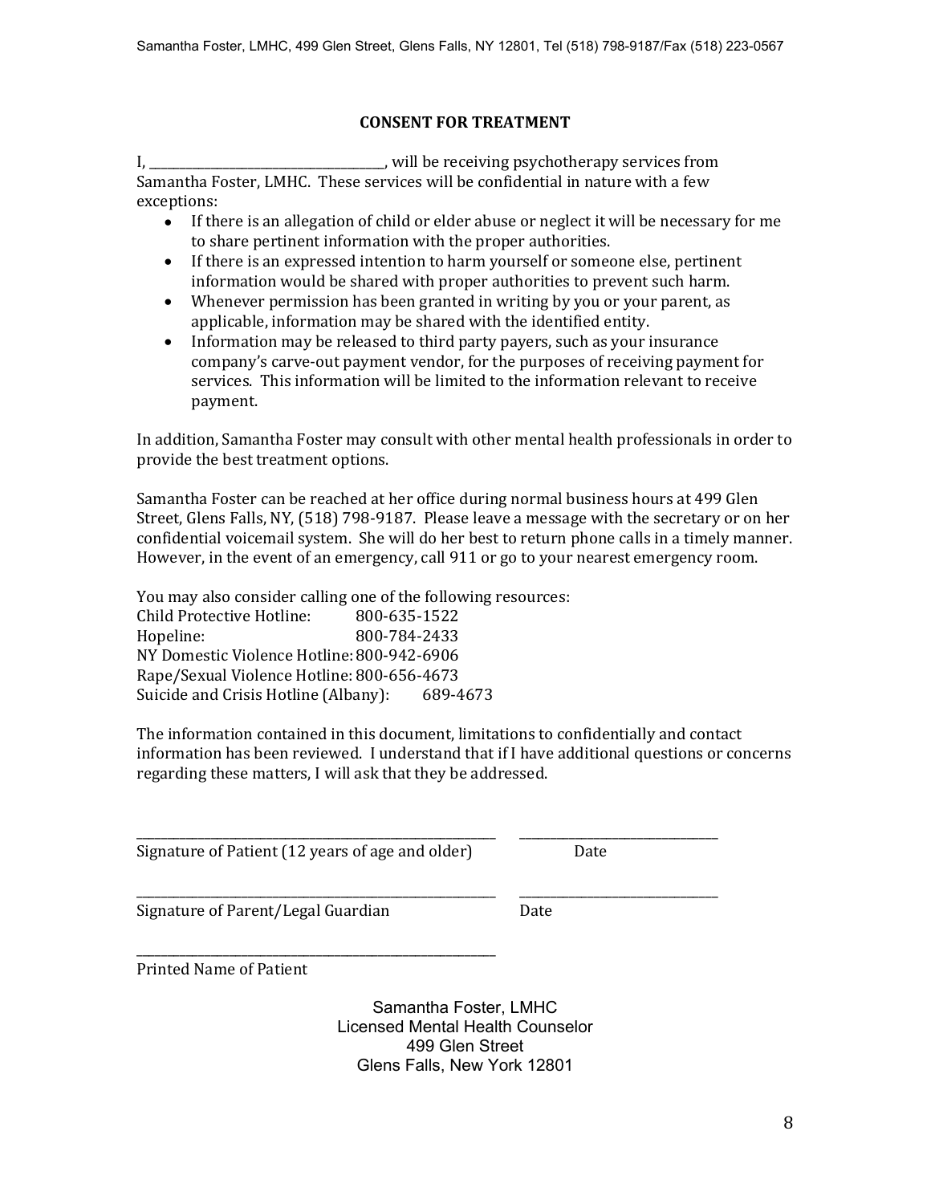## CONSENT FOR TREATMENT

I, ______________________________, will be receiving psychotherapy services from Samantha Foster, LMHC. These services will be confidential in nature with a few exceptions:

- If there is an allegation of child or elder abuse or neglect it will be necessary for me to share pertinent information with the proper authorities.
- If there is an expressed intention to harm yourself or someone else, pertinent information would be shared with proper authorities to prevent such harm.
- Whenever permission has been granted in writing by you or your parent, as applicable, information may be shared with the identified entity.
- Information may be released to third party payers, such as your insurance company's carve-out payment vendor, for the purposes of receiving payment for services. This information will be limited to the information relevant to receive payment.

In addition, Samantha Foster may consult with other mental health professionals in order to provide the best treatment options.

Samantha Foster can be reached at her office during normal business hours at 499 Glen Street, Glens Falls, NY, (518) 798-9187. Please leave a message with the secretary or on her confidential voicemail system. She will do her best to return phone calls in a timely manner. However, in the event of an emergency, call 911 or go to your nearest emergency room.

You may also consider calling one of the following resources:

Child Protective Hotline: 800-635-1522
Hopeline: 800-784-2433
NY Domestic Violence Hotline: 800-942-6906
Rape/Sexual Violence Hotline: 800-656-4673
Suicide and Crisis Hotline (Albany): 689-4673

The information contained in this document, limitations to confidentially and contact information has been reviewed. I understand that if I have additional questions or concerns regarding these matters, I will ask that they be addressed.

_______________________________________ ____________________
Signature of Patient (12 years of age and older) Date

_______________________________________ ____________________
Signature of Parent/Legal Guardian Date

_______________________________________
Printed Name of Patient

Samantha Foster, LMHC
Licensed Mental Health Counselor
499 Glen Street
Glens Falls, New York 12801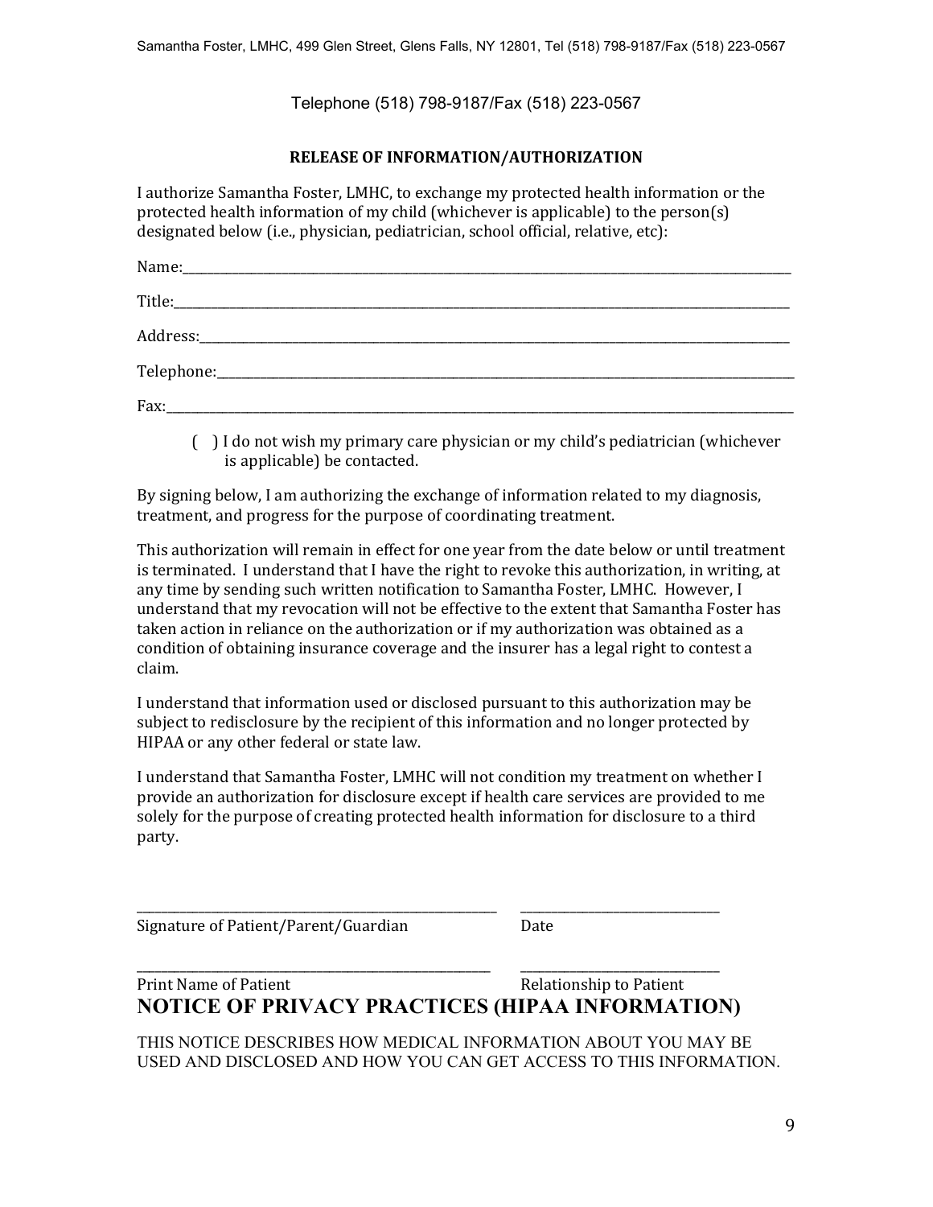Telephone (518) 798-9187/Fax (518) 223-0567

**RELEASE OF INFORMATION/AUTHORIZATION**

I authorize Samantha Foster, LMHC, to exchange my protected health information or the protected health information of my child (whichever is applicable) to the person(s) designated below (i.e., physician, pediatrician, school official, relative, etc):

Name:\_\_\_\_\_\_\_\_\_\_\_\_\_\_\_\_\_\_\_\_\_\_\_\_\_\_\_\_\_\_\_\_\_\_\_\_\_\_\_\_\_\_\_\_\_\_\_\_\_\_\_\_\_\_\_\_\_\_\_\_

Title:\_\_\_\_\_\_\_\_\_\_\_\_\_\_\_\_\_\_\_\_\_\_\_\_\_\_\_\_\_\_\_\_\_\_\_\_\_\_\_\_\_\_\_\_\_\_\_\_\_\_\_\_\_\_\_\_\_\_\_\_\_

Address:\_\_\_\_\_\_\_\_\_\_\_\_\_\_\_\_\_\_\_\_\_\_\_\_\_\_\_\_\_\_\_\_\_\_\_\_\_\_\_\_\_\_\_\_\_\_\_\_\_\_\_\_\_\_\_\_\_\_

Telephone:\_\_\_\_\_\_\_\_\_\_\_\_\_\_\_\_\_\_\_\_\_\_\_\_\_\_\_\_\_\_\_\_\_\_\_\_\_\_\_\_\_\_\_\_\_\_\_\_\_\_\_\_\_\_\_\_

Fax:\_\_\_\_\_\_\_\_\_\_\_\_\_\_\_\_\_\_\_\_\_\_\_\_\_\_\_\_\_\_\_\_\_\_\_\_\_\_\_\_\_\_\_\_\_\_\_\_\_\_\_\_\_\_\_\_\_\_\_\_\_\_

( ) I do not wish my primary care physician or my child's pediatrician (whichever is applicable) be contacted.

By signing below, I am authorizing the exchange of information related to my diagnosis, treatment, and progress for the purpose of coordinating treatment.

This authorization will remain in effect for one year from the date below or until treatment is terminated. I understand that I have the right to revoke this authorization, in writing, at any time by sending such written notification to Samantha Foster, LMHC. However, I understand that my revocation will not be effective to the extent that Samantha Foster has taken action in reliance on the authorization or if my authorization was obtained as a condition of obtaining insurance coverage and the insurer has a legal right to contest a claim.

I understand that information used or disclosed pursuant to this authorization may be subject to redisclosure by the recipient of this information and no longer protected by HIPAA or any other federal or state law.

I understand that Samantha Foster, LMHC will not condition my treatment on whether I provide an authorization for disclosure except if health care services are provided to me solely for the purpose of creating protected health information for disclosure to a third party.

\_\_\_\_\_\_\_\_\_\_\_\_\_\_\_\_\_\_\_\_\_\_\_\_\_\_\_\_\_\_\_\_\_\_\_\_\_ \_\_\_\_\_\_\_\_\_\_\_\_\_\_\_\_\_\_\_\_\_
Signature of Patient/Parent/Guardian Date

\_\_\_\_\_\_\_\_\_\_\_\_\_\_\_\_\_\_\_\_\_\_\_\_\_\_\_\_\_\_\_\_\_\_\_\_\_ \_\_\_\_\_\_\_\_\_\_\_\_\_\_\_\_\_\_\_\_\_
Print Name of Patient Relationship to Patient

# NOTICE OF PRIVACY PRACTICES (HIPAA INFORMATION)

THIS NOTICE DESCRIBES HOW MEDICAL INFORMATION ABOUT YOU MAY BE USED AND DISCLOSED AND HOW YOU CAN GET ACCESS TO THIS INFORMATION.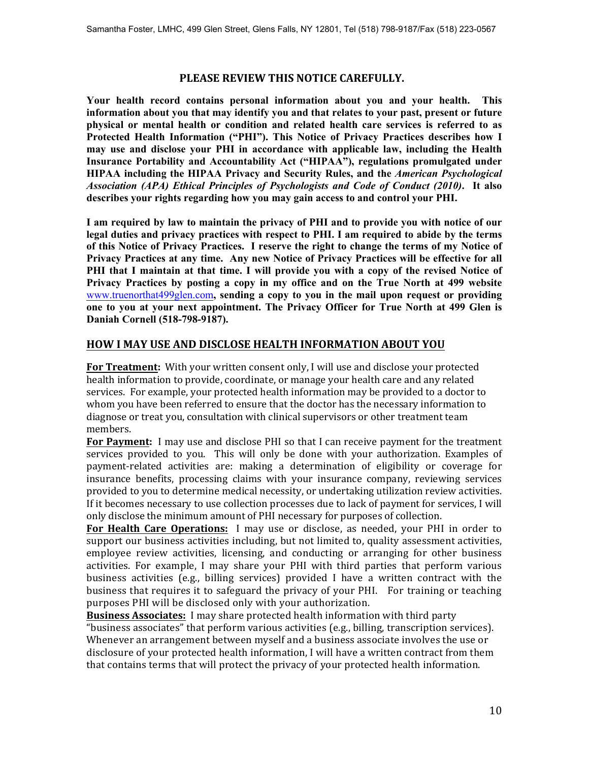## PLEASE REVIEW THIS NOTICE CAREFULLY.

**Your health record contains personal information about you and your health. This information about you that may identify you and that relates to your past, present or future physical or mental health or condition and related health care services is referred to as Protected Health Information ("PHI"). This Notice of Privacy Practices describes how I may use and disclose your PHI in accordance with applicable law, including the Health Insurance Portability and Accountability Act ("HIPAA"), regulations promulgated under HIPAA including the HIPAA Privacy and Security Rules, and the *American Psychological Association (APA) Ethical Principles of Psychologists and Code of Conduct (2010)*. It also describes your rights regarding how you may gain access to and control your PHI.**

**I am required by law to maintain the privacy of PHI and to provide you with notice of our legal duties and privacy practices with respect to PHI. I am required to abide by the terms of this Notice of Privacy Practices. I reserve the right to change the terms of my Notice of Privacy Practices at any time. Any new Notice of Privacy Practices will be effective for all PHI that I maintain at that time. I will provide you with a copy of the revised Notice of Privacy Practices by posting a copy in my office and on the True North at 499 website** www.truenorthat499glen.com**, sending a copy to you in the mail upon request or providing one to you at your next appointment. The Privacy Officer for True North at 499 Glen is Daniah Cornell (518-798-9187).**

## HOW I MAY USE AND DISCLOSE HEALTH INFORMATION ABOUT YOU

**For Treatment:** With your written consent only, I will use and disclose your protected health information to provide, coordinate, or manage your health care and any related services. For example, your protected health information may be provided to a doctor to whom you have been referred to ensure that the doctor has the necessary information to diagnose or treat you, consultation with clinical supervisors or other treatment team members.

**For Payment:** I may use and disclose PHI so that I can receive payment for the treatment services provided to you. This will only be done with your authorization. Examples of payment-related activities are: making a determination of eligibility or coverage for insurance benefits, processing claims with your insurance company, reviewing services provided to you to determine medical necessity, or undertaking utilization review activities. If it becomes necessary to use collection processes due to lack of payment for services, I will only disclose the minimum amount of PHI necessary for purposes of collection.

**For Health Care Operations:** I may use or disclose, as needed, your PHI in order to support our business activities including, but not limited to, quality assessment activities, employee review activities, licensing, and conducting or arranging for other business activities. For example, I may share your PHI with third parties that perform various business activities (e.g., billing services) provided I have a written contract with the business that requires it to safeguard the privacy of your PHI. For training or teaching purposes PHI will be disclosed only with your authorization.

**Business Associates:** I may share protected health information with third party "business associates" that perform various activities (e.g., billing, transcription services). Whenever an arrangement between myself and a business associate involves the use or disclosure of your protected health information, I will have a written contract from them that contains terms that will protect the privacy of your protected health information.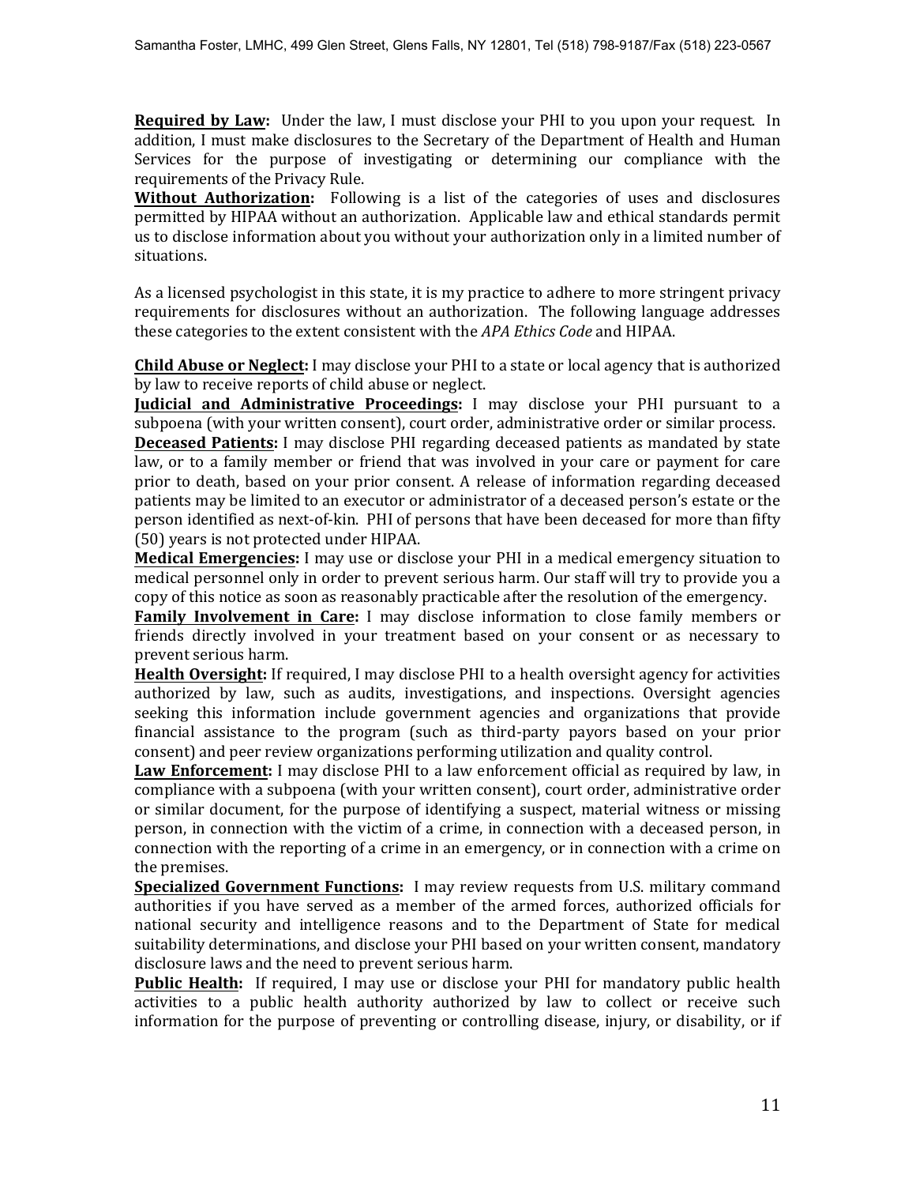**Required by Law:** Under the law, I must disclose your PHI to you upon your request. In addition, I must make disclosures to the Secretary of the Department of Health and Human Services for the purpose of investigating or determining our compliance with the requirements of the Privacy Rule.

**Without Authorization:** Following is a list of the categories of uses and disclosures permitted by HIPAA without an authorization. Applicable law and ethical standards permit us to disclose information about you without your authorization only in a limited number of situations.

As a licensed psychologist in this state, it is my practice to adhere to more stringent privacy requirements for disclosures without an authorization. The following language addresses these categories to the extent consistent with the *APA Ethics Code* and HIPAA.

**Child Abuse or Neglect:** I may disclose your PHI to a state or local agency that is authorized by law to receive reports of child abuse or neglect.

**Judicial and Administrative Proceedings:** I may disclose your PHI pursuant to a subpoena (with your written consent), court order, administrative order or similar process.

**Deceased Patients:** I may disclose PHI regarding deceased patients as mandated by state law, or to a family member or friend that was involved in your care or payment for care prior to death, based on your prior consent. A release of information regarding deceased patients may be limited to an executor or administrator of a deceased person's estate or the person identified as next-of-kin. PHI of persons that have been deceased for more than fifty (50) years is not protected under HIPAA.

**Medical Emergencies:** I may use or disclose your PHI in a medical emergency situation to medical personnel only in order to prevent serious harm. Our staff will try to provide you a copy of this notice as soon as reasonably practicable after the resolution of the emergency.

**Family Involvement in Care:** I may disclose information to close family members or friends directly involved in your treatment based on your consent or as necessary to prevent serious harm.

**Health Oversight:** If required, I may disclose PHI to a health oversight agency for activities authorized by law, such as audits, investigations, and inspections. Oversight agencies seeking this information include government agencies and organizations that provide financial assistance to the program (such as third-party payors based on your prior consent) and peer review organizations performing utilization and quality control.

**Law Enforcement:** I may disclose PHI to a law enforcement official as required by law, in compliance with a subpoena (with your written consent), court order, administrative order or similar document, for the purpose of identifying a suspect, material witness or missing person, in connection with the victim of a crime, in connection with a deceased person, in connection with the reporting of a crime in an emergency, or in connection with a crime on the premises.

**Specialized Government Functions:** I may review requests from U.S. military command authorities if you have served as a member of the armed forces, authorized officials for national security and intelligence reasons and to the Department of State for medical suitability determinations, and disclose your PHI based on your written consent, mandatory disclosure laws and the need to prevent serious harm.

**Public Health:** If required, I may use or disclose your PHI for mandatory public health activities to a public health authority authorized by law to collect or receive such information for the purpose of preventing or controlling disease, injury, or disability, or if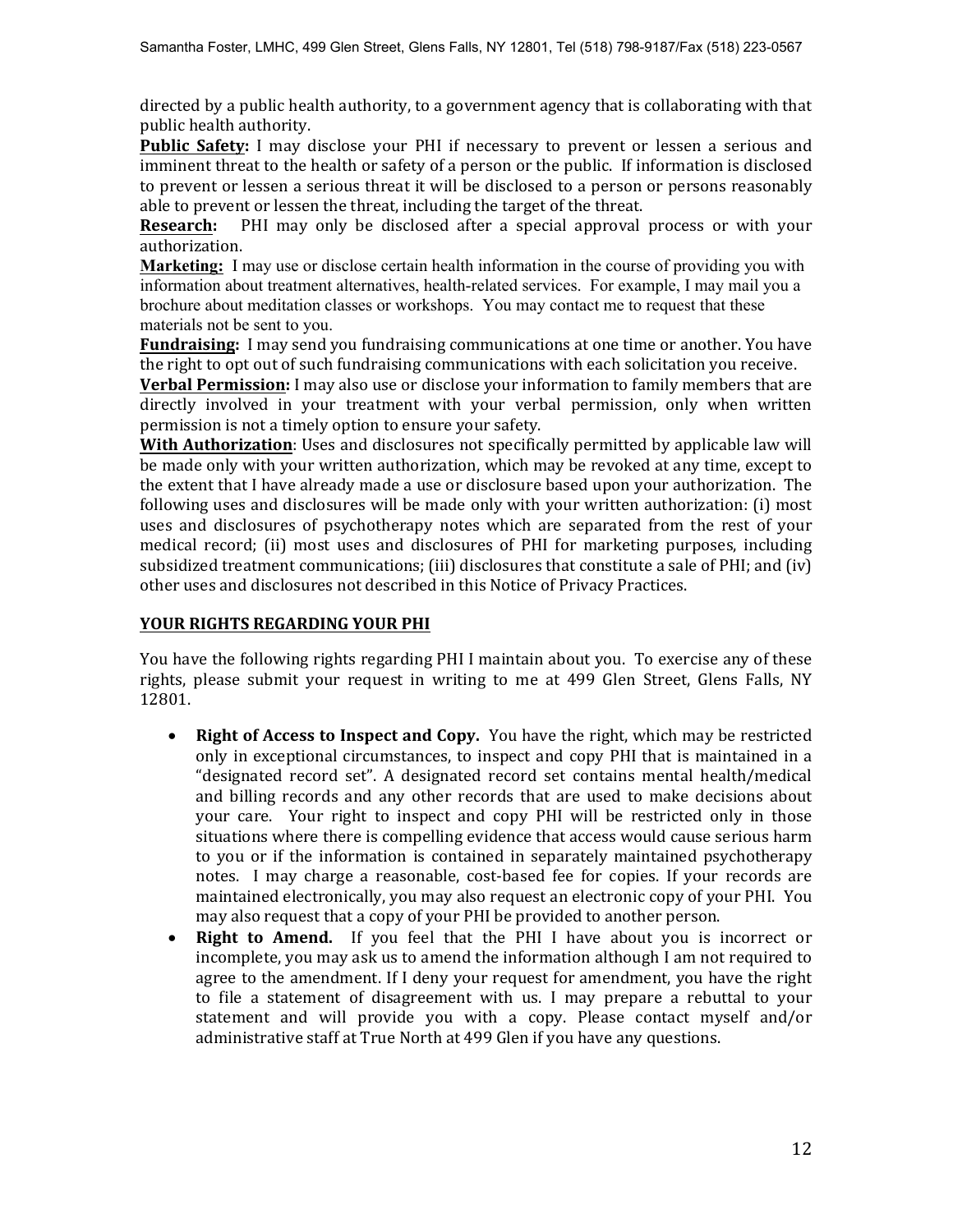directed by a public health authority, to a government agency that is collaborating with that public health authority.

**Public Safety:** I may disclose your PHI if necessary to prevent or lessen a serious and imminent threat to the health or safety of a person or the public. If information is disclosed to prevent or lessen a serious threat it will be disclosed to a person or persons reasonably able to prevent or lessen the threat, including the target of the threat.

**Research:** PHI may only be disclosed after a special approval process or with your authorization.

**Marketing:** I may use or disclose certain health information in the course of providing you with information about treatment alternatives, health-related services. For example, I may mail you a brochure about meditation classes or workshops. You may contact me to request that these materials not be sent to you.

**Fundraising:** I may send you fundraising communications at one time or another. You have the right to opt out of such fundraising communications with each solicitation you receive.

**Verbal Permission:** I may also use or disclose your information to family members that are directly involved in your treatment with your verbal permission, only when written permission is not a timely option to ensure your safety.

**With Authorization**: Uses and disclosures not specifically permitted by applicable law will be made only with your written authorization, which may be revoked at any time, except to the extent that I have already made a use or disclosure based upon your authorization. The following uses and disclosures will be made only with your written authorization: (i) most uses and disclosures of psychotherapy notes which are separated from the rest of your medical record; (ii) most uses and disclosures of PHI for marketing purposes, including subsidized treatment communications; (iii) disclosures that constitute a sale of PHI; and (iv) other uses and disclosures not described in this Notice of Privacy Practices.

## YOUR RIGHTS REGARDING YOUR PHI

You have the following rights regarding PHI I maintain about you. To exercise any of these rights, please submit your request in writing to me at 499 Glen Street, Glens Falls, NY 12801.

- **Right of Access to Inspect and Copy.** You have the right, which may be restricted only in exceptional circumstances, to inspect and copy PHI that is maintained in a "designated record set". A designated record set contains mental health/medical and billing records and any other records that are used to make decisions about your care. Your right to inspect and copy PHI will be restricted only in those situations where there is compelling evidence that access would cause serious harm to you or if the information is contained in separately maintained psychotherapy notes. I may charge a reasonable, cost-based fee for copies. If your records are maintained electronically, you may also request an electronic copy of your PHI. You may also request that a copy of your PHI be provided to another person.
- **Right to Amend.** If you feel that the PHI I have about you is incorrect or incomplete, you may ask us to amend the information although I am not required to agree to the amendment. If I deny your request for amendment, you have the right to file a statement of disagreement with us. I may prepare a rebuttal to your statement and will provide you with a copy. Please contact myself and/or administrative staff at True North at 499 Glen if you have any questions.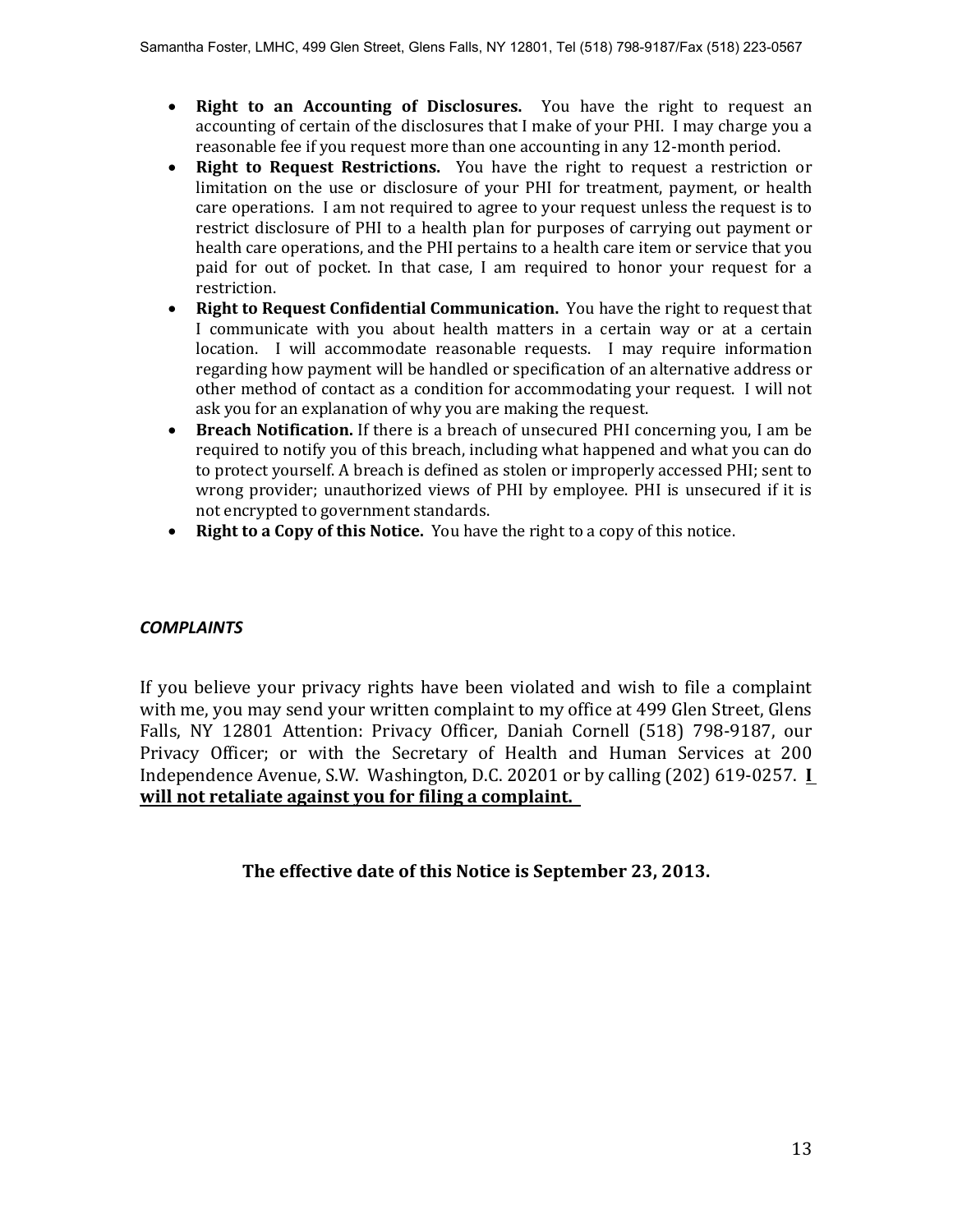- **Right to an Accounting of Disclosures.** You have the right to request an accounting of certain of the disclosures that I make of your PHI. I may charge you a reasonable fee if you request more than one accounting in any 12-month period.
- **Right to Request Restrictions.** You have the right to request a restriction or limitation on the use or disclosure of your PHI for treatment, payment, or health care operations. I am not required to agree to your request unless the request is to restrict disclosure of PHI to a health plan for purposes of carrying out payment or health care operations, and the PHI pertains to a health care item or service that you paid for out of pocket. In that case, I am required to honor your request for a restriction.
- **Right to Request Confidential Communication.** You have the right to request that I communicate with you about health matters in a certain way or at a certain location. I will accommodate reasonable requests. I may require information regarding how payment will be handled or specification of an alternative address or other method of contact as a condition for accommodating your request. I will not ask you for an explanation of why you are making the request.
- **Breach Notification.** If there is a breach of unsecured PHI concerning you, I am be required to notify you of this breach, including what happened and what you can do to protect yourself. A breach is defined as stolen or improperly accessed PHI; sent to wrong provider; unauthorized views of PHI by employee. PHI is unsecured if it is not encrypted to government standards.
- **Right to a Copy of this Notice.** You have the right to a copy of this notice.

***COMPLAINTS***

If you believe your privacy rights have been violated and wish to file a complaint with me, you may send your written complaint to my office at 499 Glen Street, Glens Falls, NY 12801 Attention: Privacy Officer, Daniah Cornell (518) 798-9187, our Privacy Officer; or with the Secretary of Health and Human Services at 200 Independence Avenue, S.W. Washington, D.C. 20201 or by calling (202) 619-0257. **I will not retaliate against you for filing a complaint.**

**The effective date of this Notice is September 23, 2013.**